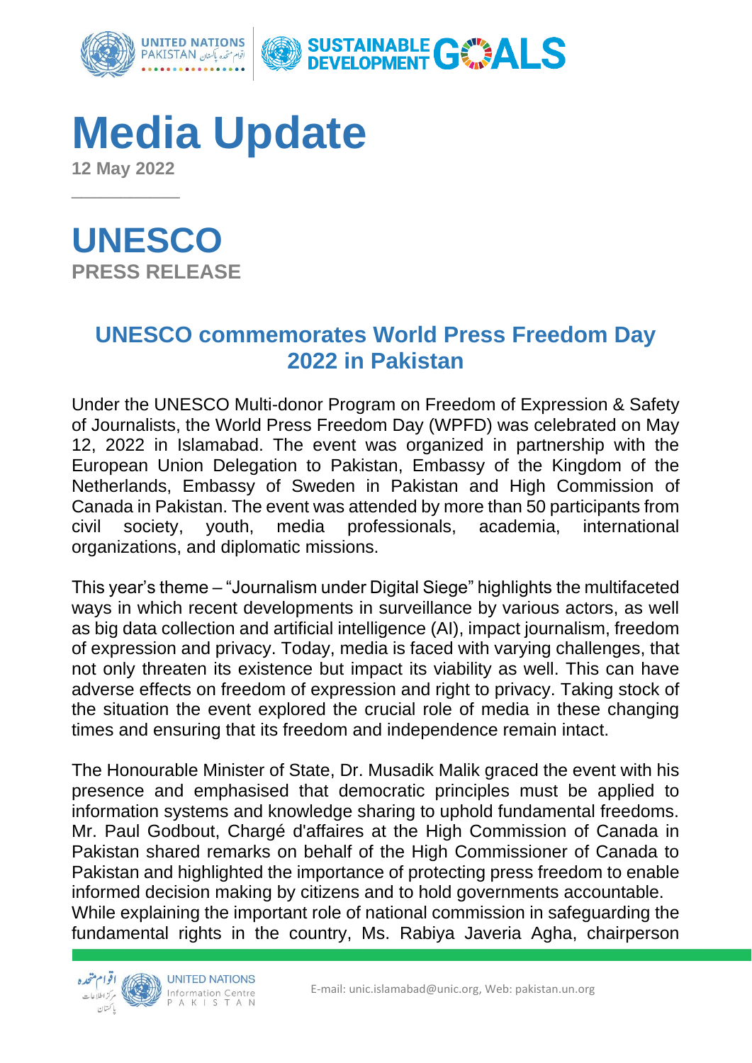# Media Update

**12 May 2022**

## UNESCO

**PRESS RELEASE**

### UNESCO commemorates World Press Freedom Day 2022 in Pakistan

Under the UNESCO Multi-donor Program on Freedom of Expression & Safety of Journalists, the World Press Freedom Day (WPFD) was celebrated on May 12, 2022 in Islamabad. The event was organized in partnership with the European Union Delegation to Pakistan, Embassy of the Kingdom of the Netherlands, Embassy of Sweden in Pakistan and High Commission of Canada in Pakistan. The event was attended by more than 50 participants from civil society, youth, media professionals, academia, international organizations, and diplomatic missions.

This year's theme – "Journalism under Digital Siege" highlights the multifaceted ways in which recent developments in surveillance by various actors, as well as big data collection and artificial intelligence (AI), impact journalism, freedom of expression and privacy. Today, media is faced with varying challenges, that not only threaten its existence but impact its viability as well. This can have adverse effects on freedom of expression and right to privacy. Taking stock of the situation the event explored the crucial role of media in these changing times and ensuring that its freedom and independence remain intact.

The Honourable Minister of State, Dr. Musadik Malik graced the event with his presence and emphasised that democratic principles must be applied to information systems and knowledge sharing to uphold fundamental freedoms. Mr. Paul Godbout, Chargé d'affaires at the High Commission of Canada in Pakistan shared remarks on behalf of the High Commissioner of Canada to Pakistan and highlighted the importance of protecting press freedom to enable informed decision making by citizens and to hold governments accountable.
While explaining the important role of national commission in safeguarding the fundamental rights in the country, Ms. Rabiya Javeria Agha, chairperson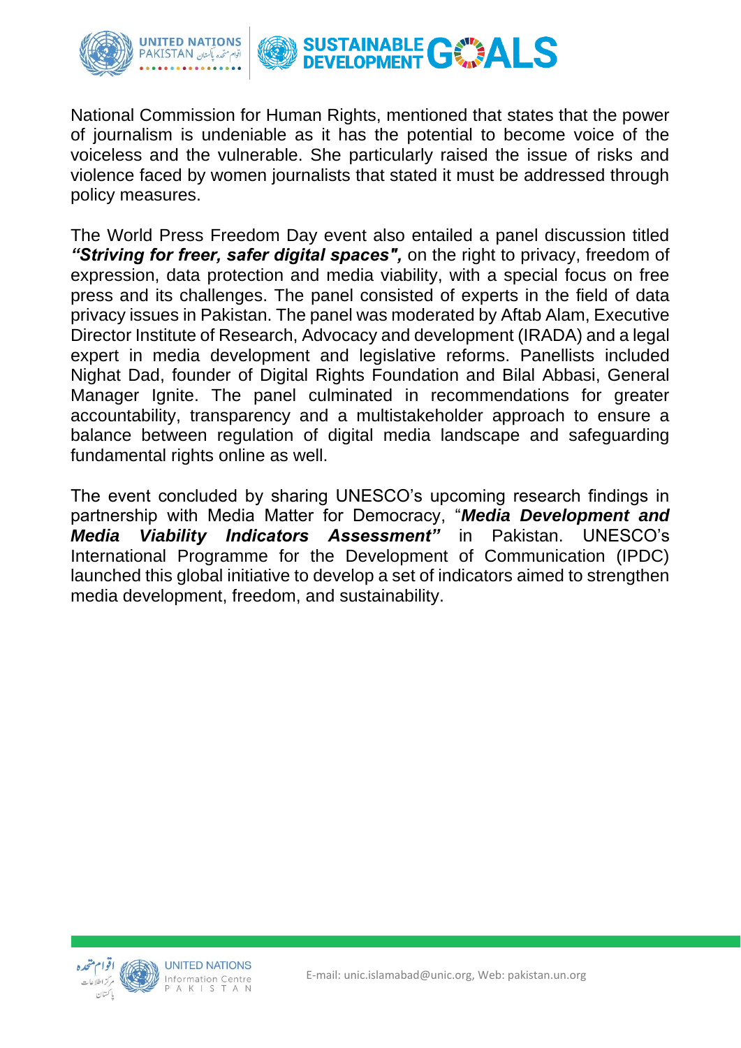National Commission for Human Rights, mentioned that states that the power of journalism is undeniable as it has the potential to become voice of the voiceless and the vulnerable. She particularly raised the issue of risks and violence faced by women journalists that stated it must be addressed through policy measures.

The World Press Freedom Day event also entailed a panel discussion titled ***"Striving for freer, safer digital spaces",*** on the right to privacy, freedom of expression, data protection and media viability, with a special focus on free press and its challenges. The panel consisted of experts in the field of data privacy issues in Pakistan. The panel was moderated by Aftab Alam, Executive Director Institute of Research, Advocacy and development (IRADA) and a legal expert in media development and legislative reforms. Panellists included Nighat Dad, founder of Digital Rights Foundation and Bilal Abbasi, General Manager Ignite. The panel culminated in recommendations for greater accountability, transparency and a multistakeholder approach to ensure a balance between regulation of digital media landscape and safeguarding fundamental rights online as well.

The event concluded by sharing UNESCO's upcoming research findings in partnership with Media Matter for Democracy, "***Media Development and Media Viability Indicators Assessment"*** in Pakistan. UNESCO's International Programme for the Development of Communication (IPDC) launched this global initiative to develop a set of indicators aimed to strengthen media development, freedom, and sustainability.